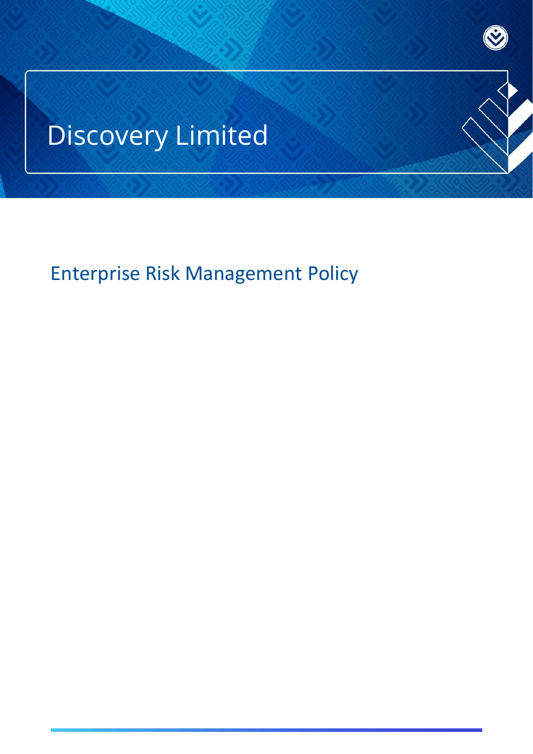# Discovery Limited

## Enterprise Risk Management Policy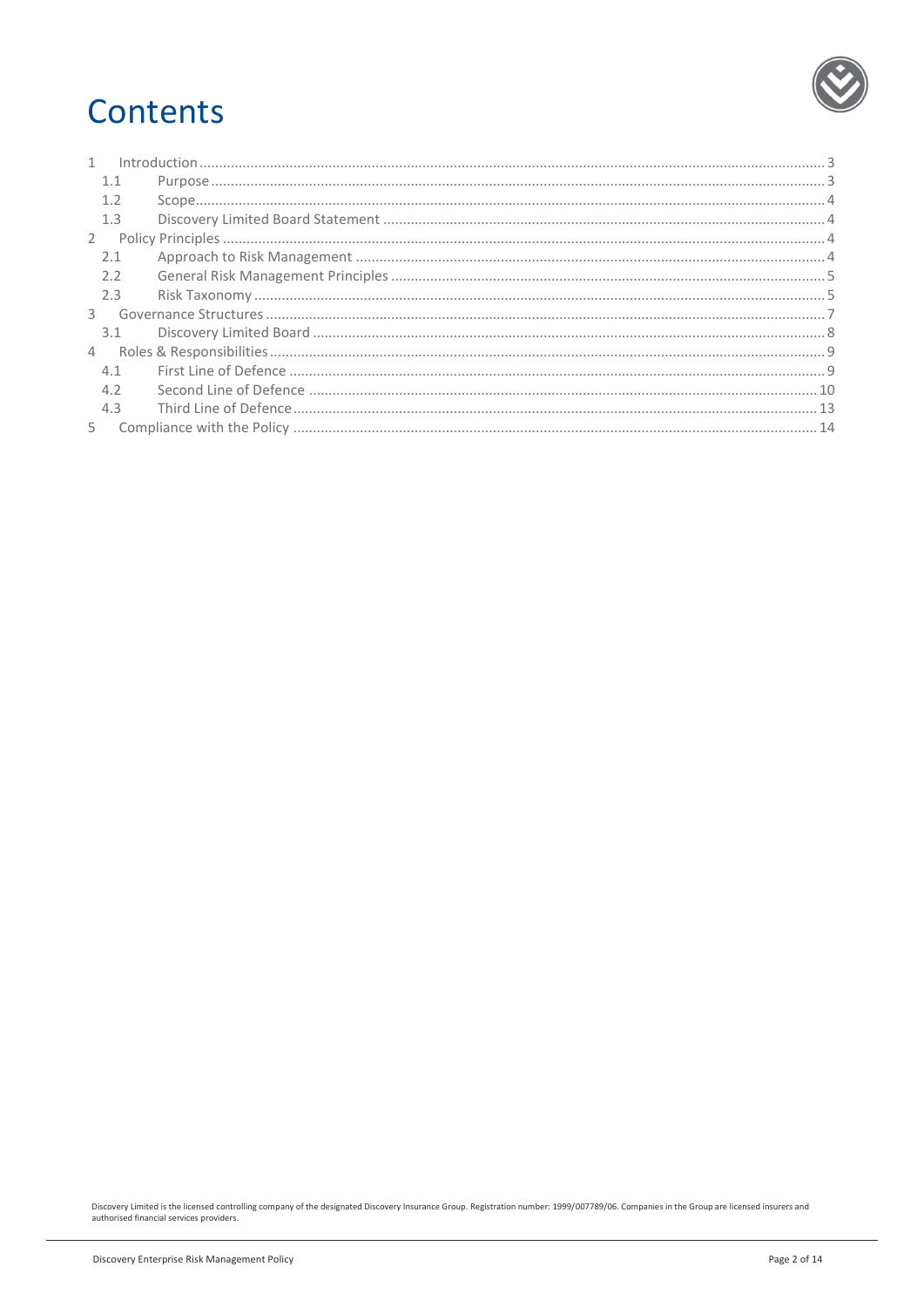# Contents

| | | |
|---|---|---|
| 1 | Introduction | 3 |
| 1.1 | Purpose | 3 |
| 1.2 | Scope | 4 |
| 1.3 | Discovery Limited Board Statement | 4 |
| 2 | Policy Principles | 4 |
| 2.1 | Approach to Risk Management | 4 |
| 2.2 | General Risk Management Principles | 5 |
| 2.3 | Risk Taxonomy | 5 |
| 3 | Governance Structures | 7 |
| 3.1 | Discovery Limited Board | 8 |
| 4 | Roles & Responsibilities | 9 |
| 4.1 | First Line of Defence | 9 |
| 4.2 | Second Line of Defence | 10 |
| 4.3 | Third Line of Defence | 13 |
| 5 | Compliance with the Policy | 14 |

Discovery Limited is the licensed controlling company of the designated Discovery Insurance Group. Registration number: 1999/007789/06. Companies in the Group are licensed insurers and authorised financial services providers.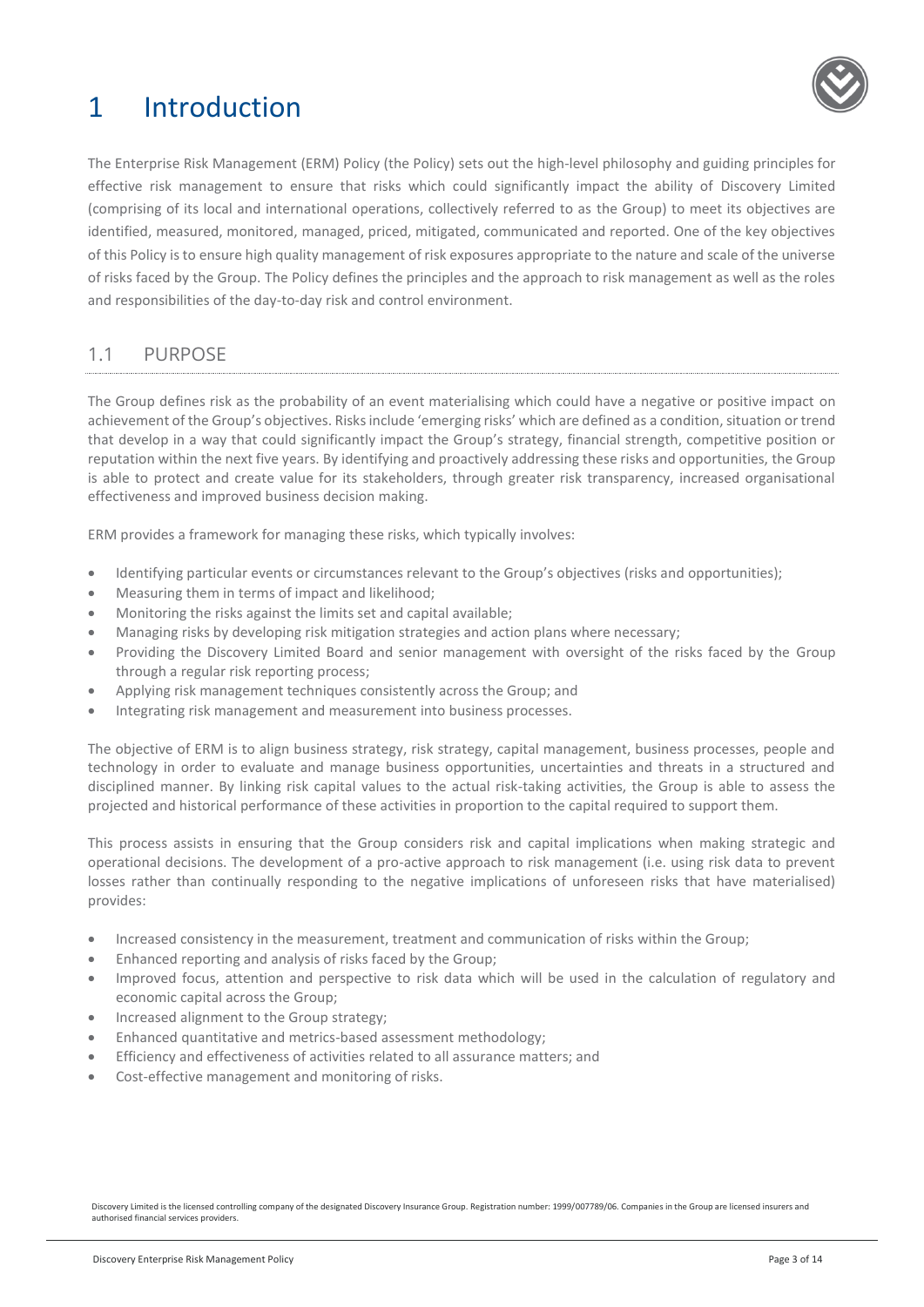# 1 Introduction

The Enterprise Risk Management (ERM) Policy (the Policy) sets out the high-level philosophy and guiding principles for effective risk management to ensure that risks which could significantly impact the ability of Discovery Limited (comprising of its local and international operations, collectively referred to as the Group) to meet its objectives are identified, measured, monitored, managed, priced, mitigated, communicated and reported. One of the key objectives of this Policy is to ensure high quality management of risk exposures appropriate to the nature and scale of the universe of risks faced by the Group. The Policy defines the principles and the approach to risk management as well as the roles and responsibilities of the day-to-day risk and control environment.

## 1.1 PURPOSE

The Group defines risk as the probability of an event materialising which could have a negative or positive impact on achievement of the Group's objectives. Risks include 'emerging risks' which are defined as a condition, situation or trend that develop in a way that could significantly impact the Group's strategy, financial strength, competitive position or reputation within the next five years. By identifying and proactively addressing these risks and opportunities, the Group is able to protect and create value for its stakeholders, through greater risk transparency, increased organisational effectiveness and improved business decision making.

ERM provides a framework for managing these risks, which typically involves:

- Identifying particular events or circumstances relevant to the Group's objectives (risks and opportunities);
- Measuring them in terms of impact and likelihood;
- Monitoring the risks against the limits set and capital available;
- Managing risks by developing risk mitigation strategies and action plans where necessary;
- Providing the Discovery Limited Board and senior management with oversight of the risks faced by the Group through a regular risk reporting process;
- Applying risk management techniques consistently across the Group; and
- Integrating risk management and measurement into business processes.

The objective of ERM is to align business strategy, risk strategy, capital management, business processes, people and technology in order to evaluate and manage business opportunities, uncertainties and threats in a structured and disciplined manner. By linking risk capital values to the actual risk-taking activities, the Group is able to assess the projected and historical performance of these activities in proportion to the capital required to support them.

This process assists in ensuring that the Group considers risk and capital implications when making strategic and operational decisions. The development of a pro-active approach to risk management (i.e. using risk data to prevent losses rather than continually responding to the negative implications of unforeseen risks that have materialised) provides:

- Increased consistency in the measurement, treatment and communication of risks within the Group;
- Enhanced reporting and analysis of risks faced by the Group;
- Improved focus, attention and perspective to risk data which will be used in the calculation of regulatory and economic capital across the Group;
- Increased alignment to the Group strategy;
- Enhanced quantitative and metrics-based assessment methodology;
- Efficiency and effectiveness of activities related to all assurance matters; and
- Cost-effective management and monitoring of risks.

Discovery Limited is the licensed controlling company of the designated Discovery Insurance Group. Registration number: 1999/007789/06. Companies in the Group are licensed insurers and authorised financial services providers.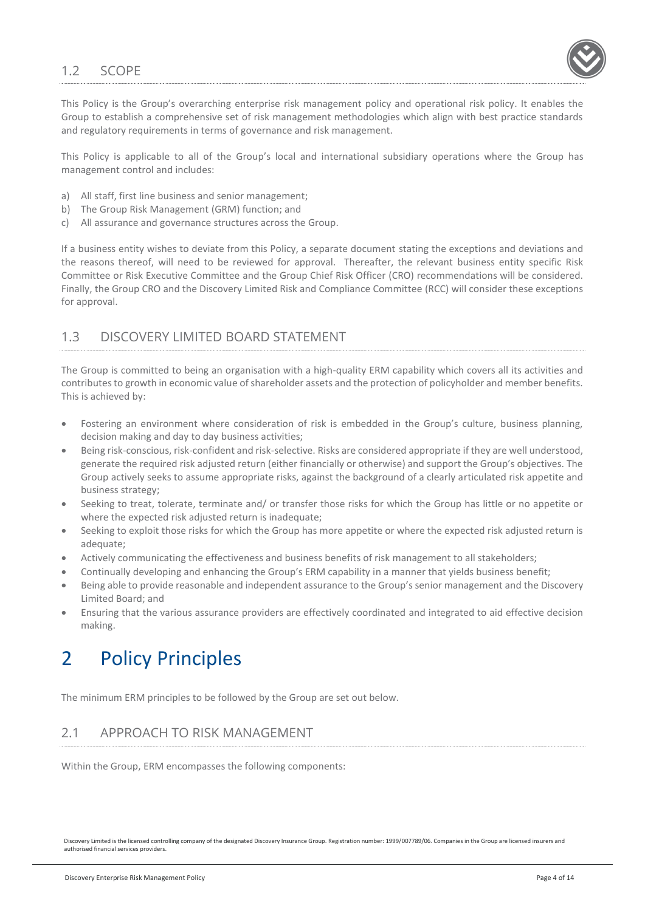## 1.2 SCOPE

This Policy is the Group's overarching enterprise risk management policy and operational risk policy. It enables the Group to establish a comprehensive set of risk management methodologies which align with best practice standards and regulatory requirements in terms of governance and risk management.

This Policy is applicable to all of the Group's local and international subsidiary operations where the Group has management control and includes:

a) All staff, first line business and senior management;
b) The Group Risk Management (GRM) function; and
c) All assurance and governance structures across the Group.

If a business entity wishes to deviate from this Policy, a separate document stating the exceptions and deviations and the reasons thereof, will need to be reviewed for approval. Thereafter, the relevant business entity specific Risk Committee or Risk Executive Committee and the Group Chief Risk Officer (CRO) recommendations will be considered. Finally, the Group CRO and the Discovery Limited Risk and Compliance Committee (RCC) will consider these exceptions for approval.

## 1.3 DISCOVERY LIMITED BOARD STATEMENT

The Group is committed to being an organisation with a high-quality ERM capability which covers all its activities and contributes to growth in economic value of shareholder assets and the protection of policyholder and member benefits. This is achieved by:

- Fostering an environment where consideration of risk is embedded in the Group's culture, business planning, decision making and day to day business activities;
- Being risk-conscious, risk-confident and risk-selective. Risks are considered appropriate if they are well understood, generate the required risk adjusted return (either financially or otherwise) and support the Group's objectives. The Group actively seeks to assume appropriate risks, against the background of a clearly articulated risk appetite and business strategy;
- Seeking to treat, tolerate, terminate and/ or transfer those risks for which the Group has little or no appetite or where the expected risk adjusted return is inadequate;
- Seeking to exploit those risks for which the Group has more appetite or where the expected risk adjusted return is adequate;
- Actively communicating the effectiveness and business benefits of risk management to all stakeholders;
- Continually developing and enhancing the Group's ERM capability in a manner that yields business benefit;
- Being able to provide reasonable and independent assurance to the Group's senior management and the Discovery Limited Board; and
- Ensuring that the various assurance providers are effectively coordinated and integrated to aid effective decision making.

# 2 Policy Principles

The minimum ERM principles to be followed by the Group are set out below.

## 2.1 APPROACH TO RISK MANAGEMENT

Within the Group, ERM encompasses the following components:

Discovery Limited is the licensed controlling company of the designated Discovery Insurance Group. Registration number: 1999/007789/06. Companies in the Group are licensed insurers and authorised financial services providers.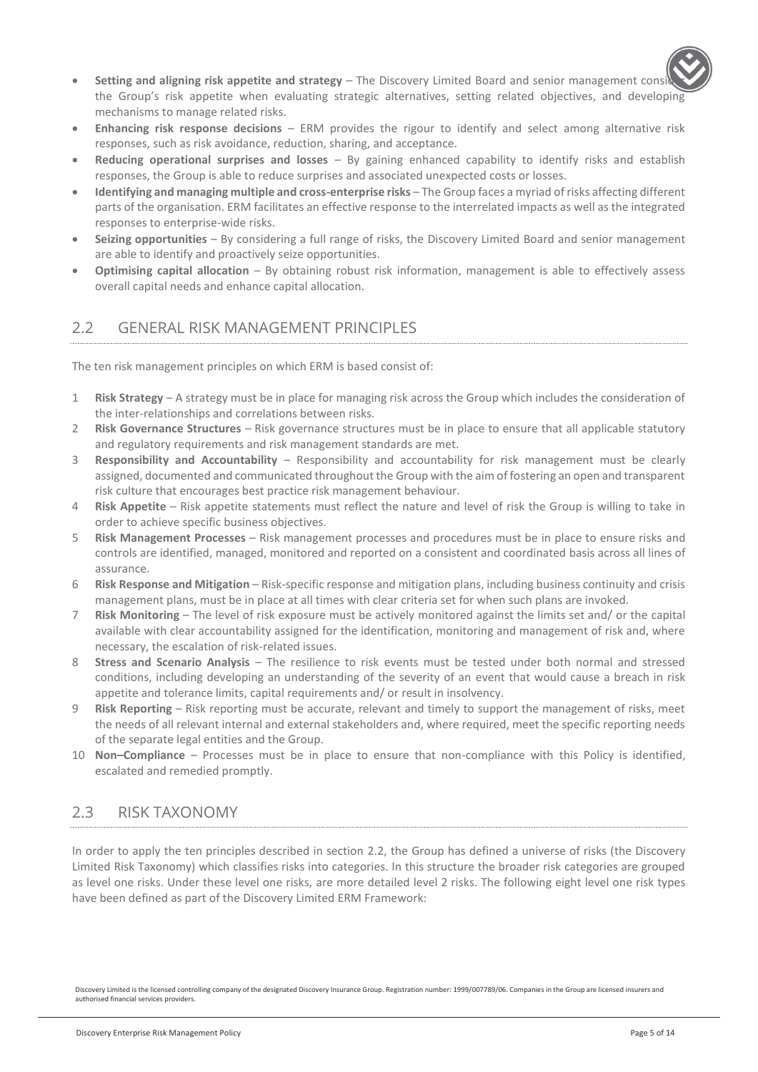- **Setting and aligning risk appetite and strategy** – The Discovery Limited Board and senior management consider the Group's risk appetite when evaluating strategic alternatives, setting related objectives, and developing mechanisms to manage related risks.
- **Enhancing risk response decisions** – ERM provides the rigour to identify and select among alternative risk responses, such as risk avoidance, reduction, sharing, and acceptance.
- **Reducing operational surprises and losses** – By gaining enhanced capability to identify risks and establish responses, the Group is able to reduce surprises and associated unexpected costs or losses.
- **Identifying and managing multiple and cross-enterprise risks** – The Group faces a myriad of risks affecting different parts of the organisation. ERM facilitates an effective response to the interrelated impacts as well as the integrated responses to enterprise-wide risks.
- **Seizing opportunities** – By considering a full range of risks, the Discovery Limited Board and senior management are able to identify and proactively seize opportunities.
- **Optimising capital allocation** – By obtaining robust risk information, management is able to effectively assess overall capital needs and enhance capital allocation.

## 2.2 GENERAL RISK MANAGEMENT PRINCIPLES

The ten risk management principles on which ERM is based consist of:

1. **Risk Strategy** – A strategy must be in place for managing risk across the Group which includes the consideration of the inter-relationships and correlations between risks.
2. **Risk Governance Structures** – Risk governance structures must be in place to ensure that all applicable statutory and regulatory requirements and risk management standards are met.
3. **Responsibility and Accountability** – Responsibility and accountability for risk management must be clearly assigned, documented and communicated throughout the Group with the aim of fostering an open and transparent risk culture that encourages best practice risk management behaviour.
4. **Risk Appetite** – Risk appetite statements must reflect the nature and level of risk the Group is willing to take in order to achieve specific business objectives.
5. **Risk Management Processes** – Risk management processes and procedures must be in place to ensure risks and controls are identified, managed, monitored and reported on a consistent and coordinated basis across all lines of assurance.
6. **Risk Response and Mitigation** – Risk-specific response and mitigation plans, including business continuity and crisis management plans, must be in place at all times with clear criteria set for when such plans are invoked.
7. **Risk Monitoring** – The level of risk exposure must be actively monitored against the limits set and/ or the capital available with clear accountability assigned for the identification, monitoring and management of risk and, where necessary, the escalation of risk-related issues.
8. **Stress and Scenario Analysis** – The resilience to risk events must be tested under both normal and stressed conditions, including developing an understanding of the severity of an event that would cause a breach in risk appetite and tolerance limits, capital requirements and/ or result in insolvency.
9. **Risk Reporting** – Risk reporting must be accurate, relevant and timely to support the management of risks, meet the needs of all relevant internal and external stakeholders and, where required, meet the specific reporting needs of the separate legal entities and the Group.
10. **Non–Compliance** – Processes must be in place to ensure that non-compliance with this Policy is identified, escalated and remedied promptly.

## 2.3 RISK TAXONOMY

In order to apply the ten principles described in section 2.2, the Group has defined a universe of risks (the Discovery Limited Risk Taxonomy) which classifies risks into categories. In this structure the broader risk categories are grouped as level one risks. Under these level one risks, are more detailed level 2 risks. The following eight level one risk types have been defined as part of the Discovery Limited ERM Framework:

Discovery Limited is the licensed controlling company of the designated Discovery Insurance Group. Registration number: 1999/007789/06. Companies in the Group are licensed insurers and authorised financial services providers.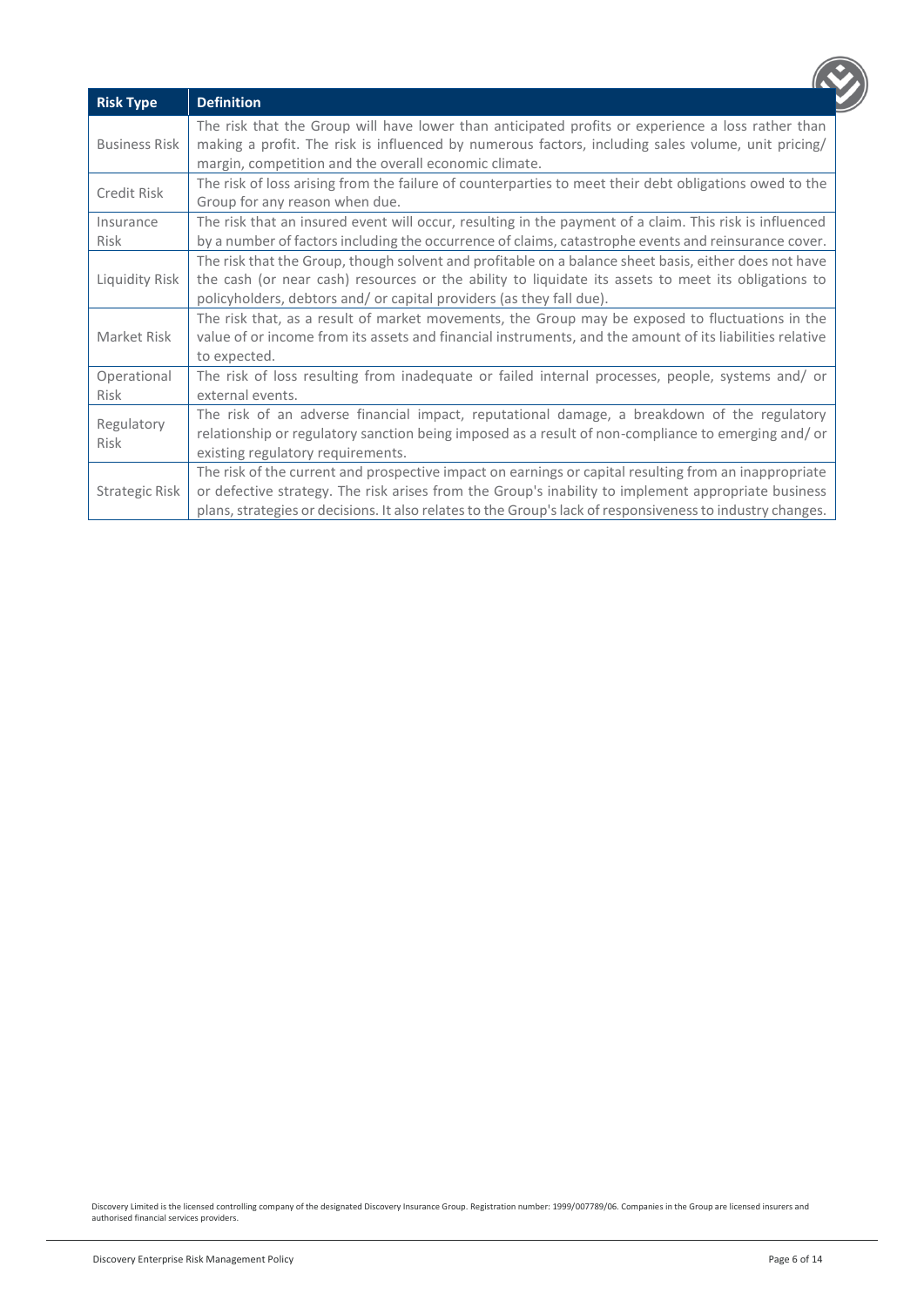| Risk Type | Definition |
| --- | --- |
| Business Risk | The risk that the Group will have lower than anticipated profits or experience a loss rather than making a profit. The risk is influenced by numerous factors, including sales volume, unit pricing/ margin, competition and the overall economic climate. |
| Credit Risk | The risk of loss arising from the failure of counterparties to meet their debt obligations owed to the Group for any reason when due. |
| Insurance Risk | The risk that an insured event will occur, resulting in the payment of a claim. This risk is influenced by a number of factors including the occurrence of claims, catastrophe events and reinsurance cover. |
| Liquidity Risk | The risk that the Group, though solvent and profitable on a balance sheet basis, either does not have the cash (or near cash) resources or the ability to liquidate its assets to meet its obligations to policyholders, debtors and/ or capital providers (as they fall due). |
| Market Risk | The risk that, as a result of market movements, the Group may be exposed to fluctuations in the value of or income from its assets and financial instruments, and the amount of its liabilities relative to expected. |
| Operational Risk | The risk of loss resulting from inadequate or failed internal processes, people, systems and/ or external events. |
| Regulatory Risk | The risk of an adverse financial impact, reputational damage, a breakdown of the regulatory relationship or regulatory sanction being imposed as a result of non-compliance to emerging and/ or existing regulatory requirements. |
| Strategic Risk | The risk of the current and prospective impact on earnings or capital resulting from an inappropriate or defective strategy. The risk arises from the Group's inability to implement appropriate business plans, strategies or decisions. It also relates to the Group's lack of responsiveness to industry changes. |

Discovery Limited is the licensed controlling company of the designated Discovery Insurance Group. Registration number: 1999/007789/06. Companies in the Group are licensed insurers and authorised financial services providers.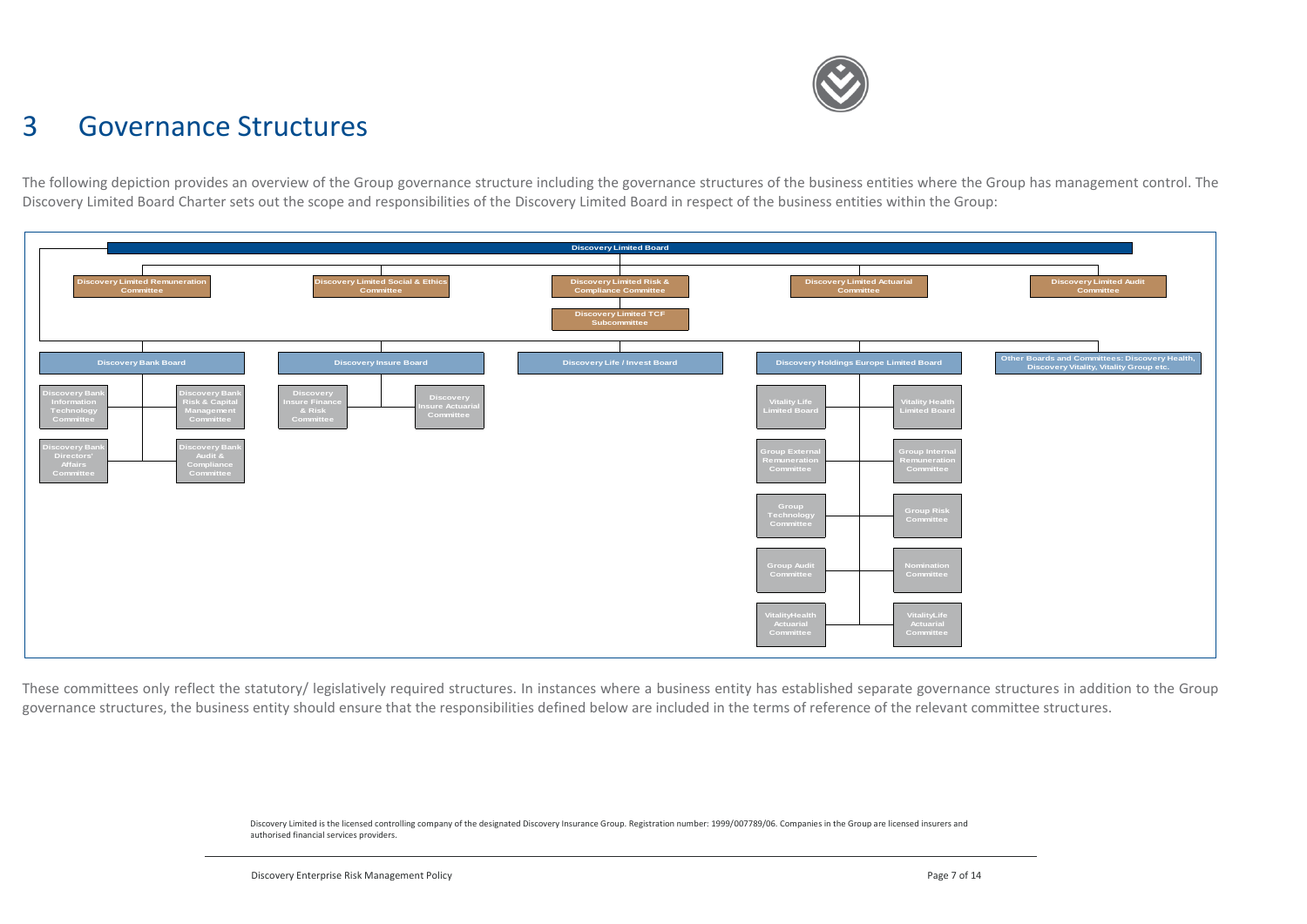# 3 Governance Structures

The following depiction provides an overview of the Group governance structure including the governance structures of the business entities where the Group has management control. The Discovery Limited Board Charter sets out the scope and responsibilities of the Discovery Limited Board in respect of the business entities within the Group:

- **Discovery Limited Board**
  - Discovery Limited Remuneration Committee
  - Discovery Limited Social & Ethics Committee
  - Discovery Limited Risk & Compliance Committee
    - Discovery Limited TCF Subcommittee
  - Discovery Limited Actuarial Committee
  - Discovery Limited Audit Committee
  - **Discovery Bank Board**
    - Discovery Bank Information Technology Committee
    - Discovery Bank Risk & Capital Management Committee
    - Discovery Bank Directors' Affairs Committee
    - Discovery Bank Audit & Compliance Committee
  - **Discovery Insure Board**
    - Discovery Insure Finance & Risk Committee
    - Discovery Insure Actuarial Committee
  - **Discovery Life / Invest Board**
  - **Discovery Holdings Europe Limited Board**
    - Vitality Life Limited Board
    - Vitality Health Limited Board
    - Group External Remuneration Committee
    - Group Internal Remuneration Committee
    - Group Technology Committee
    - Group Risk Committee
    - Group Audit Committee
    - Nomination Committee
    - VitalityHealth Actuarial Committee
    - VitalityLife Actuarial Committee
  - **Other Boards and Committees: Discovery Health, Discovery Vitality, Vitality Group etc.**

These committees only reflect the statutory/ legislatively required structures. In instances where a business entity has established separate governance structures in addition to the Group governance structures, the business entity should ensure that the responsibilities defined below are included in the terms of reference of the relevant committee structures.

Discovery Limited is the licensed controlling company of the designated Discovery Insurance Group. Registration number: 1999/007789/06. Companies in the Group are licensed insurers and authorised financial services providers.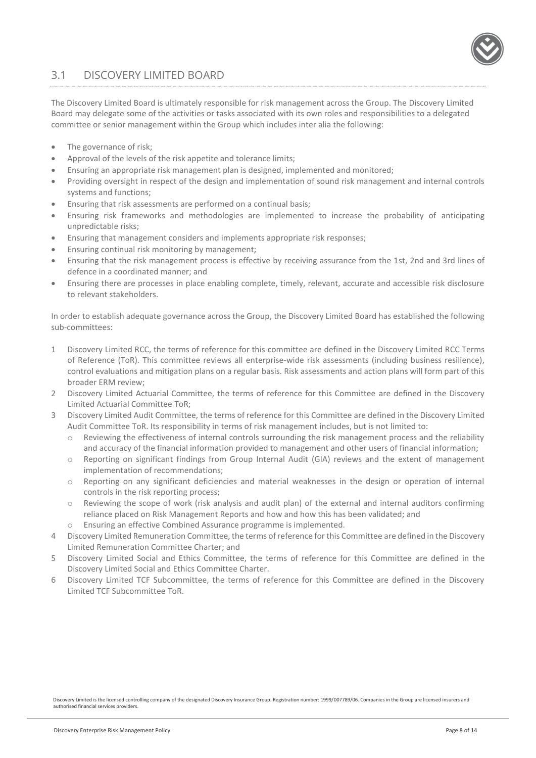## 3.1 DISCOVERY LIMITED BOARD

The Discovery Limited Board is ultimately responsible for risk management across the Group. The Discovery Limited Board may delegate some of the activities or tasks associated with its own roles and responsibilities to a delegated committee or senior management within the Group which includes inter alia the following:

- The governance of risk;
- Approval of the levels of the risk appetite and tolerance limits;
- Ensuring an appropriate risk management plan is designed, implemented and monitored;
- Providing oversight in respect of the design and implementation of sound risk management and internal controls systems and functions;
- Ensuring that risk assessments are performed on a continual basis;
- Ensuring risk frameworks and methodologies are implemented to increase the probability of anticipating unpredictable risks;
- Ensuring that management considers and implements appropriate risk responses;
- Ensuring continual risk monitoring by management;
- Ensuring that the risk management process is effective by receiving assurance from the 1st, 2nd and 3rd lines of defence in a coordinated manner; and
- Ensuring there are processes in place enabling complete, timely, relevant, accurate and accessible risk disclosure to relevant stakeholders.

In order to establish adequate governance across the Group, the Discovery Limited Board has established the following sub-committees:

1. Discovery Limited RCC, the terms of reference for this committee are defined in the Discovery Limited RCC Terms of Reference (ToR). This committee reviews all enterprise-wide risk assessments (including business resilience), control evaluations and mitigation plans on a regular basis. Risk assessments and action plans will form part of this broader ERM review;
2. Discovery Limited Actuarial Committee, the terms of reference for this Committee are defined in the Discovery Limited Actuarial Committee ToR;
3. Discovery Limited Audit Committee, the terms of reference for this Committee are defined in the Discovery Limited Audit Committee ToR. Its responsibility in terms of risk management includes, but is not limited to:
   - Reviewing the effectiveness of internal controls surrounding the risk management process and the reliability and accuracy of the financial information provided to management and other users of financial information;
   - Reporting on significant findings from Group Internal Audit (GIA) reviews and the extent of management implementation of recommendations;
   - Reporting on any significant deficiencies and material weaknesses in the design or operation of internal controls in the risk reporting process;
   - Reviewing the scope of work (risk analysis and audit plan) of the external and internal auditors confirming reliance placed on Risk Management Reports and how and how this has been validated; and
   - Ensuring an effective Combined Assurance programme is implemented.
4. Discovery Limited Remuneration Committee, the terms of reference for this Committee are defined in the Discovery Limited Remuneration Committee Charter; and
5. Discovery Limited Social and Ethics Committee, the terms of reference for this Committee are defined in the Discovery Limited Social and Ethics Committee Charter.
6. Discovery Limited TCF Subcommittee, the terms of reference for this Committee are defined in the Discovery Limited TCF Subcommittee ToR.

Discovery Limited is the licensed controlling company of the designated Discovery Insurance Group. Registration number: 1999/007789/06. Companies in the Group are licensed insurers and authorised financial services providers.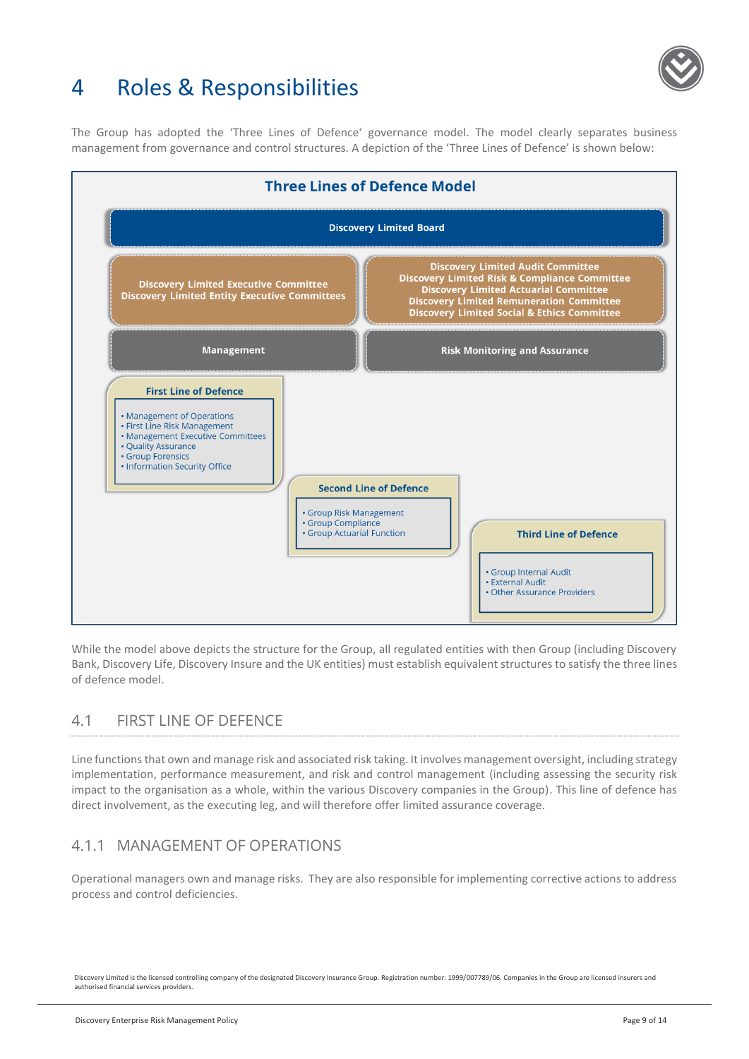# 4 Roles & Responsibilities

The Group has adopted the 'Three Lines of Defence' governance model. The model clearly separates business management from governance and control structures. A depiction of the 'Three Lines of Defence' is shown below:

**Three Lines of Defence Model**

**Discovery Limited Board**

**Discovery Limited Executive Committee**
**Discovery Limited Entity Executive Committees**

**Discovery Limited Audit Committee**
**Discovery Limited Risk & Compliance Committee**
**Discovery Limited Actuarial Committee**
**Discovery Limited Remuneration Committee**
**Discovery Limited Social & Ethics Committee**

**Management**

**Risk Monitoring and Assurance**

**First Line of Defence**

- Management of Operations
- First Line Risk Management
- Management Executive Committees
- Quality Assurance
- Group Forensics
- Information Security Office

**Second Line of Defence**

- Group Risk Management
- Group Compliance
- Group Actuarial Function

**Third Line of Defence**

- Group Internal Audit
- External Audit
- Other Assurance Providers

While the model above depicts the structure for the Group, all regulated entities with then Group (including Discovery Bank, Discovery Life, Discovery Insure and the UK entities) must establish equivalent structures to satisfy the three lines of defence model.

## 4.1 FIRST LINE OF DEFENCE

Line functions that own and manage risk and associated risk taking. It involves management oversight, including strategy implementation, performance measurement, and risk and control management (including assessing the security risk impact to the organisation as a whole, within the various Discovery companies in the Group). This line of defence has direct involvement, as the executing leg, and will therefore offer limited assurance coverage.

### 4.1.1 MANAGEMENT OF OPERATIONS

Operational managers own and manage risks. They are also responsible for implementing corrective actions to address process and control deficiencies.

Discovery Limited is the licensed controlling company of the designated Discovery Insurance Group. Registration number: 1999/007789/06. Companies in the Group are licensed insurers and authorised financial services providers.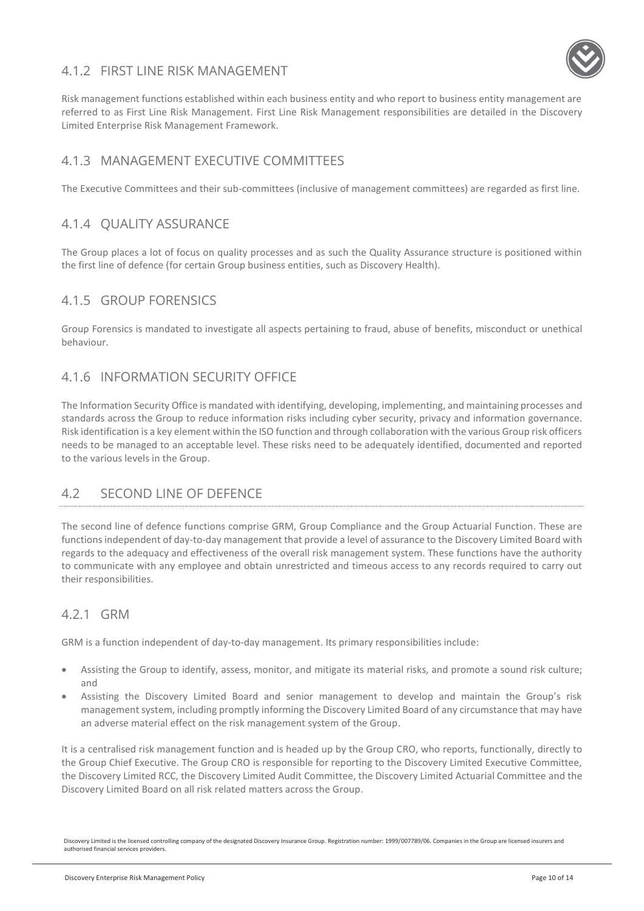### 4.1.2 FIRST LINE RISK MANAGEMENT

Risk management functions established within each business entity and who report to business entity management are referred to as First Line Risk Management. First Line Risk Management responsibilities are detailed in the Discovery Limited Enterprise Risk Management Framework.

### 4.1.3 MANAGEMENT EXECUTIVE COMMITTEES

The Executive Committees and their sub-committees (inclusive of management committees) are regarded as first line.

### 4.1.4 QUALITY ASSURANCE

The Group places a lot of focus on quality processes and as such the Quality Assurance structure is positioned within the first line of defence (for certain Group business entities, such as Discovery Health).

### 4.1.5 GROUP FORENSICS

Group Forensics is mandated to investigate all aspects pertaining to fraud, abuse of benefits, misconduct or unethical behaviour.

### 4.1.6 INFORMATION SECURITY OFFICE

The Information Security Office is mandated with identifying, developing, implementing, and maintaining processes and standards across the Group to reduce information risks including cyber security, privacy and information governance. Risk identification is a key element within the ISO function and through collaboration with the various Group risk officers needs to be managed to an acceptable level. These risks need to be adequately identified, documented and reported to the various levels in the Group.

## 4.2 SECOND LINE OF DEFENCE

The second line of defence functions comprise GRM, Group Compliance and the Group Actuarial Function. These are functions independent of day-to-day management that provide a level of assurance to the Discovery Limited Board with regards to the adequacy and effectiveness of the overall risk management system. These functions have the authority to communicate with any employee and obtain unrestricted and timeous access to any records required to carry out their responsibilities.

### 4.2.1 GRM

GRM is a function independent of day-to-day management. Its primary responsibilities include:

- Assisting the Group to identify, assess, monitor, and mitigate its material risks, and promote a sound risk culture; and
- Assisting the Discovery Limited Board and senior management to develop and maintain the Group's risk management system, including promptly informing the Discovery Limited Board of any circumstance that may have an adverse material effect on the risk management system of the Group.

It is a centralised risk management function and is headed up by the Group CRO, who reports, functionally, directly to the Group Chief Executive. The Group CRO is responsible for reporting to the Discovery Limited Executive Committee, the Discovery Limited RCC, the Discovery Limited Audit Committee, the Discovery Limited Actuarial Committee and the Discovery Limited Board on all risk related matters across the Group.

Discovery Limited is the licensed controlling company of the designated Discovery Insurance Group. Registration number: 1999/007789/06. Companies in the Group are licensed insurers and authorised financial services providers.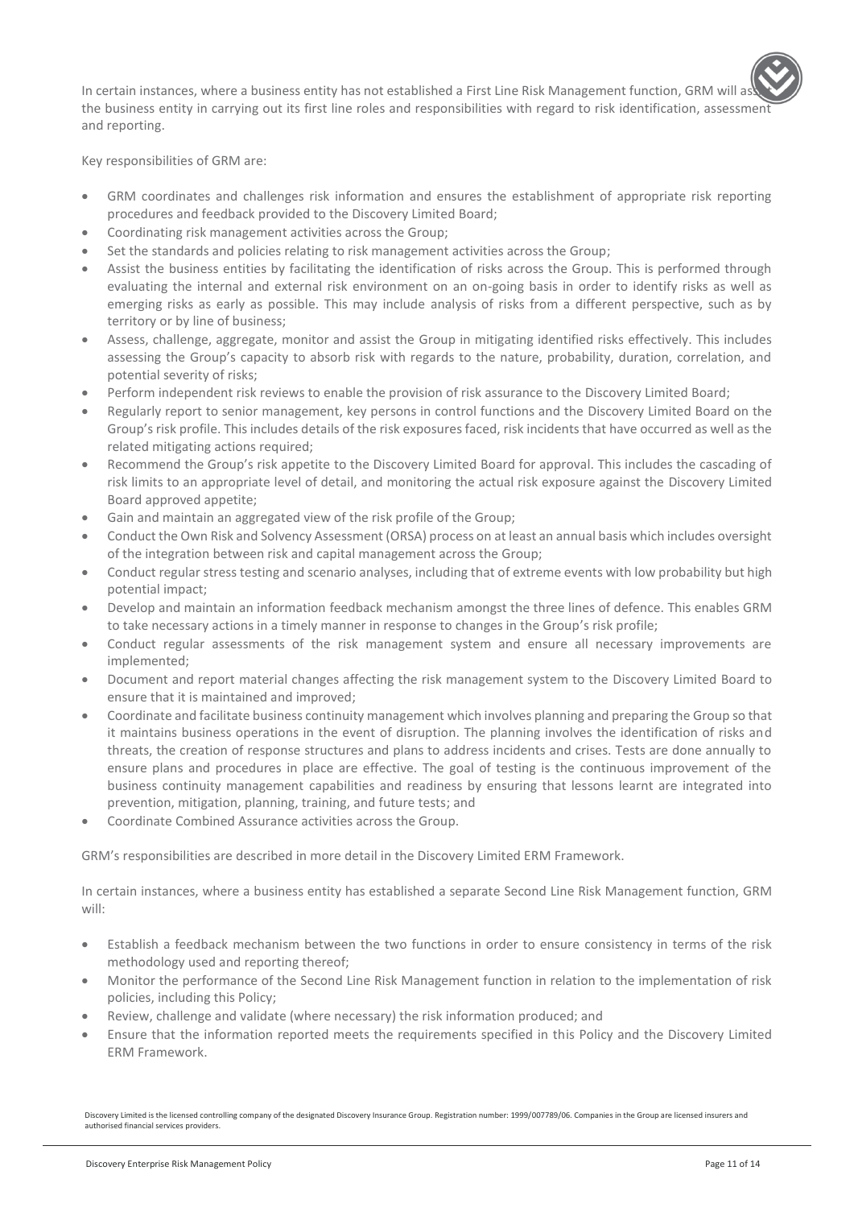In certain instances, where a business entity has not established a First Line Risk Management function, GRM will assist the business entity in carrying out its first line roles and responsibilities with regard to risk identification, assessment and reporting.

Key responsibilities of GRM are:

- GRM coordinates and challenges risk information and ensures the establishment of appropriate risk reporting procedures and feedback provided to the Discovery Limited Board;
- Coordinating risk management activities across the Group;
- Set the standards and policies relating to risk management activities across the Group;
- Assist the business entities by facilitating the identification of risks across the Group. This is performed through evaluating the internal and external risk environment on an on-going basis in order to identify risks as well as emerging risks as early as possible. This may include analysis of risks from a different perspective, such as by territory or by line of business;
- Assess, challenge, aggregate, monitor and assist the Group in mitigating identified risks effectively. This includes assessing the Group's capacity to absorb risk with regards to the nature, probability, duration, correlation, and potential severity of risks;
- Perform independent risk reviews to enable the provision of risk assurance to the Discovery Limited Board;
- Regularly report to senior management, key persons in control functions and the Discovery Limited Board on the Group's risk profile. This includes details of the risk exposures faced, risk incidents that have occurred as well as the related mitigating actions required;
- Recommend the Group's risk appetite to the Discovery Limited Board for approval. This includes the cascading of risk limits to an appropriate level of detail, and monitoring the actual risk exposure against the Discovery Limited Board approved appetite;
- Gain and maintain an aggregated view of the risk profile of the Group;
- Conduct the Own Risk and Solvency Assessment (ORSA) process on at least an annual basis which includes oversight of the integration between risk and capital management across the Group;
- Conduct regular stress testing and scenario analyses, including that of extreme events with low probability but high potential impact;
- Develop and maintain an information feedback mechanism amongst the three lines of defence. This enables GRM to take necessary actions in a timely manner in response to changes in the Group's risk profile;
- Conduct regular assessments of the risk management system and ensure all necessary improvements are implemented;
- Document and report material changes affecting the risk management system to the Discovery Limited Board to ensure that it is maintained and improved;
- Coordinate and facilitate business continuity management which involves planning and preparing the Group so that it maintains business operations in the event of disruption. The planning involves the identification of risks and threats, the creation of response structures and plans to address incidents and crises. Tests are done annually to ensure plans and procedures in place are effective. The goal of testing is the continuous improvement of the business continuity management capabilities and readiness by ensuring that lessons learnt are integrated into prevention, mitigation, planning, training, and future tests; and
- Coordinate Combined Assurance activities across the Group.

GRM's responsibilities are described in more detail in the Discovery Limited ERM Framework.

In certain instances, where a business entity has established a separate Second Line Risk Management function, GRM will:

- Establish a feedback mechanism between the two functions in order to ensure consistency in terms of the risk methodology used and reporting thereof;
- Monitor the performance of the Second Line Risk Management function in relation to the implementation of risk policies, including this Policy;
- Review, challenge and validate (where necessary) the risk information produced; and
- Ensure that the information reported meets the requirements specified in this Policy and the Discovery Limited ERM Framework.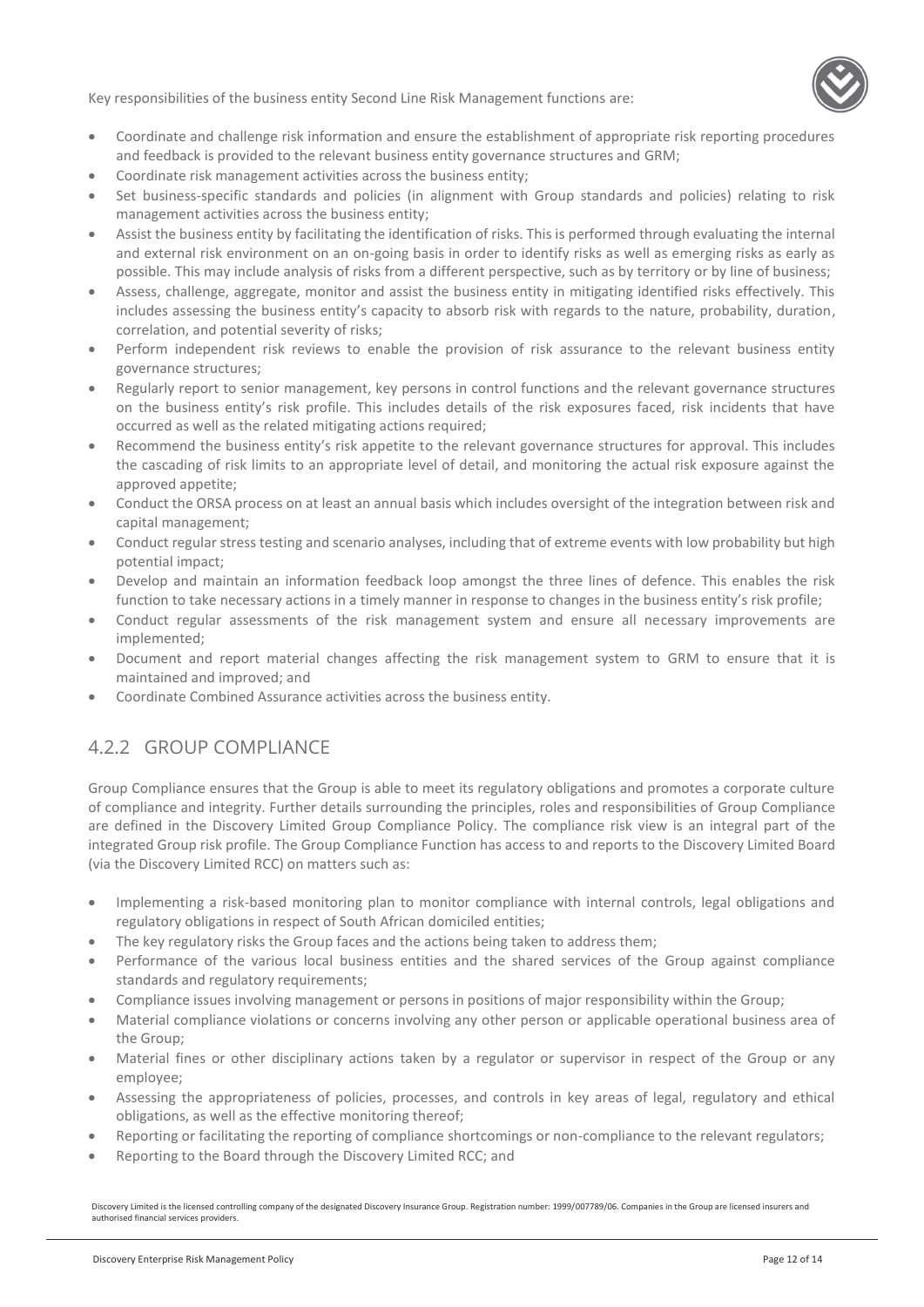Key responsibilities of the business entity Second Line Risk Management functions are:

- Coordinate and challenge risk information and ensure the establishment of appropriate risk reporting procedures and feedback is provided to the relevant business entity governance structures and GRM;
- Coordinate risk management activities across the business entity;
- Set business-specific standards and policies (in alignment with Group standards and policies) relating to risk management activities across the business entity;
- Assist the business entity by facilitating the identification of risks. This is performed through evaluating the internal and external risk environment on an on-going basis in order to identify risks as well as emerging risks as early as possible. This may include analysis of risks from a different perspective, such as by territory or by line of business;
- Assess, challenge, aggregate, monitor and assist the business entity in mitigating identified risks effectively. This includes assessing the business entity's capacity to absorb risk with regards to the nature, probability, duration, correlation, and potential severity of risks;
- Perform independent risk reviews to enable the provision of risk assurance to the relevant business entity governance structures;
- Regularly report to senior management, key persons in control functions and the relevant governance structures on the business entity's risk profile. This includes details of the risk exposures faced, risk incidents that have occurred as well as the related mitigating actions required;
- Recommend the business entity's risk appetite to the relevant governance structures for approval. This includes the cascading of risk limits to an appropriate level of detail, and monitoring the actual risk exposure against the approved appetite;
- Conduct the ORSA process on at least an annual basis which includes oversight of the integration between risk and capital management;
- Conduct regular stress testing and scenario analyses, including that of extreme events with low probability but high potential impact;
- Develop and maintain an information feedback loop amongst the three lines of defence. This enables the risk function to take necessary actions in a timely manner in response to changes in the business entity's risk profile;
- Conduct regular assessments of the risk management system and ensure all necessary improvements are implemented;
- Document and report material changes affecting the risk management system to GRM to ensure that it is maintained and improved; and
- Coordinate Combined Assurance activities across the business entity.

## 4.2.2 GROUP COMPLIANCE

Group Compliance ensures that the Group is able to meet its regulatory obligations and promotes a corporate culture of compliance and integrity. Further details surrounding the principles, roles and responsibilities of Group Compliance are defined in the Discovery Limited Group Compliance Policy. The compliance risk view is an integral part of the integrated Group risk profile. The Group Compliance Function has access to and reports to the Discovery Limited Board (via the Discovery Limited RCC) on matters such as:

- Implementing a risk-based monitoring plan to monitor compliance with internal controls, legal obligations and regulatory obligations in respect of South African domiciled entities;
- The key regulatory risks the Group faces and the actions being taken to address them;
- Performance of the various local business entities and the shared services of the Group against compliance standards and regulatory requirements;
- Compliance issues involving management or persons in positions of major responsibility within the Group;
- Material compliance violations or concerns involving any other person or applicable operational business area of the Group;
- Material fines or other disciplinary actions taken by a regulator or supervisor in respect of the Group or any employee;
- Assessing the appropriateness of policies, processes, and controls in key areas of legal, regulatory and ethical obligations, as well as the effective monitoring thereof;
- Reporting or facilitating the reporting of compliance shortcomings or non-compliance to the relevant regulators;
- Reporting to the Board through the Discovery Limited RCC; and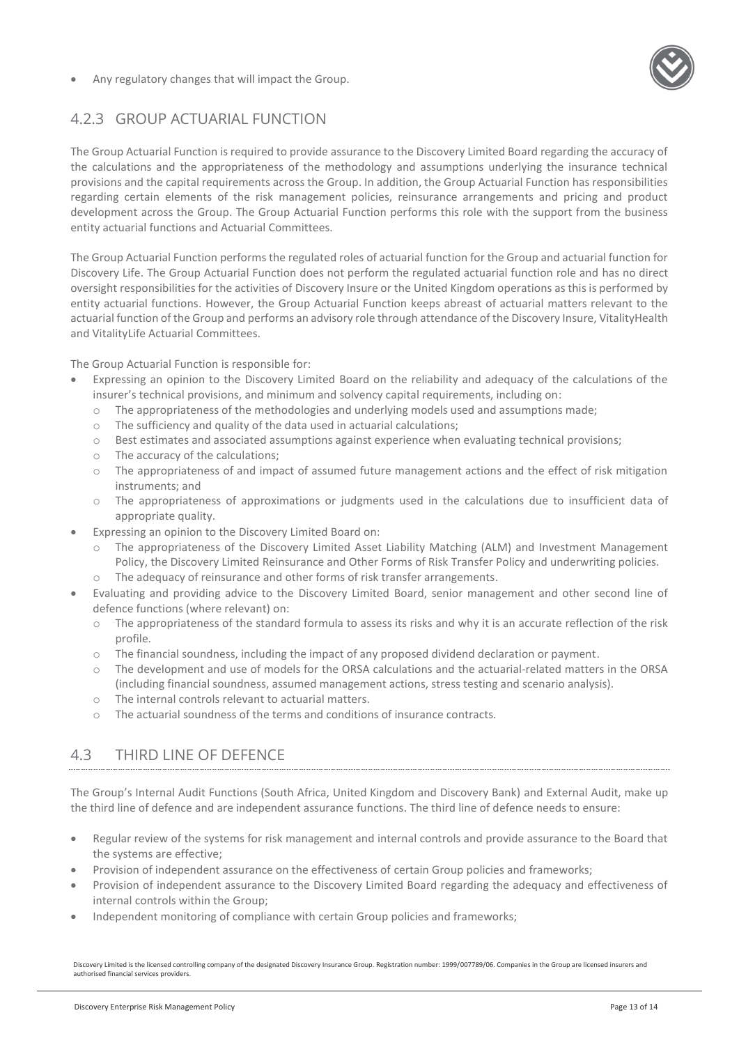- Any regulatory changes that will impact the Group.

### 4.2.3 GROUP ACTUARIAL FUNCTION

The Group Actuarial Function is required to provide assurance to the Discovery Limited Board regarding the accuracy of the calculations and the appropriateness of the methodology and assumptions underlying the insurance technical provisions and the capital requirements across the Group. In addition, the Group Actuarial Function has responsibilities regarding certain elements of the risk management policies, reinsurance arrangements and pricing and product development across the Group. The Group Actuarial Function performs this role with the support from the business entity actuarial functions and Actuarial Committees.

The Group Actuarial Function performs the regulated roles of actuarial function for the Group and actuarial function for Discovery Life. The Group Actuarial Function does not perform the regulated actuarial function role and has no direct oversight responsibilities for the activities of Discovery Insure or the United Kingdom operations as this is performed by entity actuarial functions. However, the Group Actuarial Function keeps abreast of actuarial matters relevant to the actuarial function of the Group and performs an advisory role through attendance of the Discovery Insure, VitalityHealth and VitalityLife Actuarial Committees.

The Group Actuarial Function is responsible for:

- Expressing an opinion to the Discovery Limited Board on the reliability and adequacy of the calculations of the insurer's technical provisions, and minimum and solvency capital requirements, including on:
  - The appropriateness of the methodologies and underlying models used and assumptions made;
  - The sufficiency and quality of the data used in actuarial calculations;
  - Best estimates and associated assumptions against experience when evaluating technical provisions;
  - The accuracy of the calculations;
  - The appropriateness of and impact of assumed future management actions and the effect of risk mitigation instruments; and
  - The appropriateness of approximations or judgments used in the calculations due to insufficient data of appropriate quality.
- Expressing an opinion to the Discovery Limited Board on:
  - The appropriateness of the Discovery Limited Asset Liability Matching (ALM) and Investment Management Policy, the Discovery Limited Reinsurance and Other Forms of Risk Transfer Policy and underwriting policies.
  - The adequacy of reinsurance and other forms of risk transfer arrangements.
- Evaluating and providing advice to the Discovery Limited Board, senior management and other second line of defence functions (where relevant) on:
  - The appropriateness of the standard formula to assess its risks and why it is an accurate reflection of the risk profile.
  - The financial soundness, including the impact of any proposed dividend declaration or payment.
  - The development and use of models for the ORSA calculations and the actuarial-related matters in the ORSA (including financial soundness, assumed management actions, stress testing and scenario analysis).
  - The internal controls relevant to actuarial matters.
  - The actuarial soundness of the terms and conditions of insurance contracts.

## 4.3 THIRD LINE OF DEFENCE

The Group's Internal Audit Functions (South Africa, United Kingdom and Discovery Bank) and External Audit, make up the third line of defence and are independent assurance functions. The third line of defence needs to ensure:

- Regular review of the systems for risk management and internal controls and provide assurance to the Board that the systems are effective;
- Provision of independent assurance on the effectiveness of certain Group policies and frameworks;
- Provision of independent assurance to the Discovery Limited Board regarding the adequacy and effectiveness of internal controls within the Group;
- Independent monitoring of compliance with certain Group policies and frameworks;

Discovery Limited is the licensed controlling company of the designated Discovery Insurance Group. Registration number: 1999/007789/06. Companies in the Group are licensed insurers and authorised financial services providers.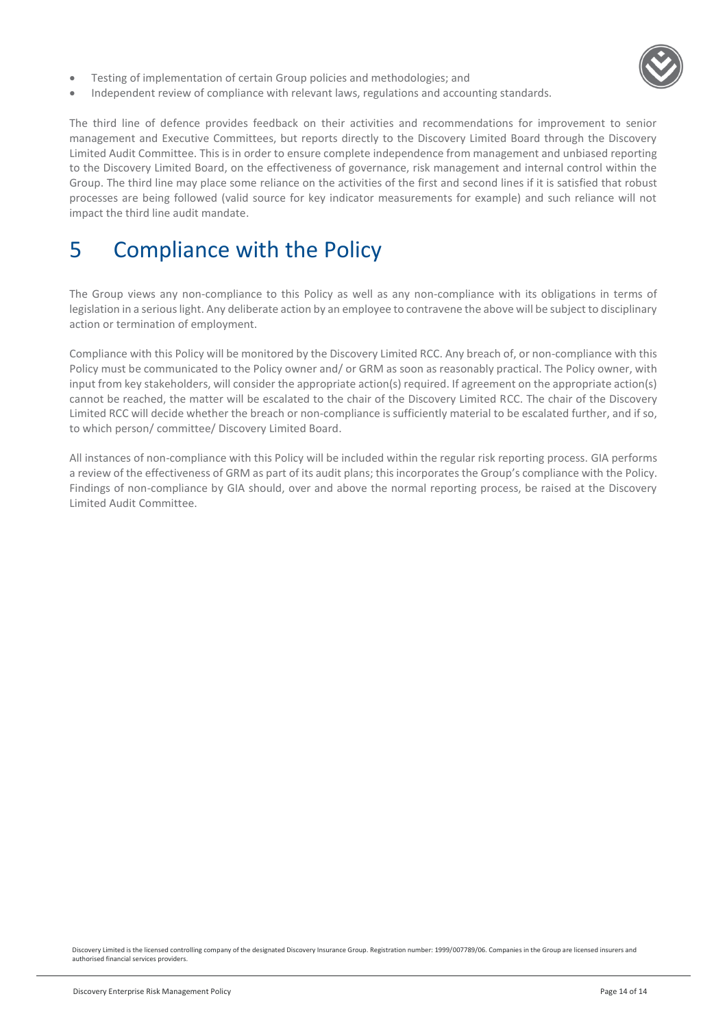- Testing of implementation of certain Group policies and methodologies; and
- Independent review of compliance with relevant laws, regulations and accounting standards.

The third line of defence provides feedback on their activities and recommendations for improvement to senior management and Executive Committees, but reports directly to the Discovery Limited Board through the Discovery Limited Audit Committee. This is in order to ensure complete independence from management and unbiased reporting to the Discovery Limited Board, on the effectiveness of governance, risk management and internal control within the Group. The third line may place some reliance on the activities of the first and second lines if it is satisfied that robust processes are being followed (valid source for key indicator measurements for example) and such reliance will not impact the third line audit mandate.

# 5 Compliance with the Policy

The Group views any non-compliance to this Policy as well as any non-compliance with its obligations in terms of legislation in a serious light. Any deliberate action by an employee to contravene the above will be subject to disciplinary action or termination of employment.

Compliance with this Policy will be monitored by the Discovery Limited RCC. Any breach of, or non-compliance with this Policy must be communicated to the Policy owner and/ or GRM as soon as reasonably practical. The Policy owner, with input from key stakeholders, will consider the appropriate action(s) required. If agreement on the appropriate action(s) cannot be reached, the matter will be escalated to the chair of the Discovery Limited RCC. The chair of the Discovery Limited RCC will decide whether the breach or non-compliance is sufficiently material to be escalated further, and if so, to which person/ committee/ Discovery Limited Board.

All instances of non-compliance with this Policy will be included within the regular risk reporting process. GIA performs a review of the effectiveness of GRM as part of its audit plans; this incorporates the Group's compliance with the Policy. Findings of non-compliance by GIA should, over and above the normal reporting process, be raised at the Discovery Limited Audit Committee.

Discovery Limited is the licensed controlling company of the designated Discovery Insurance Group. Registration number: 1999/007789/06. Companies in the Group are licensed insurers and authorised financial services providers.